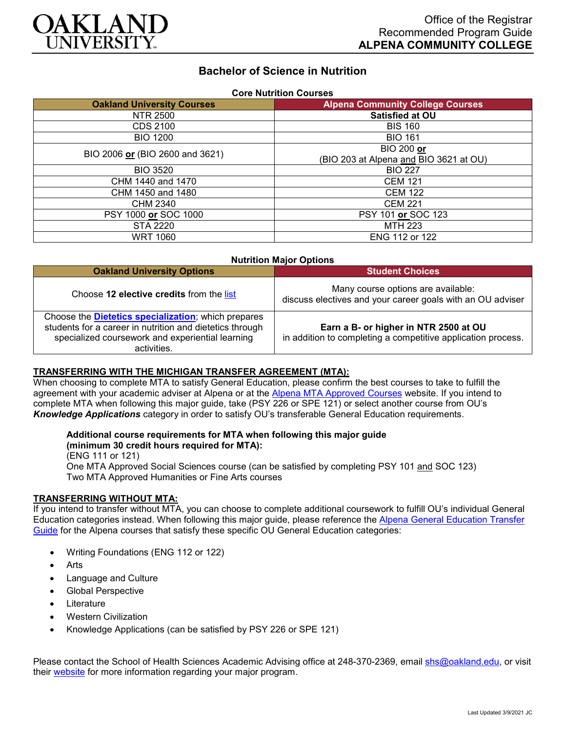Office of the Registrar
Recommended Program Guide
**ALPENA COMMUNITY COLLEGE**

# Bachelor of Science in Nutrition

**Core Nutrition Courses**

| Oakland University Courses | Alpena Community College Courses |
|---|---|
| NTR 2500 | **Satisfied at OU** |
| CDS 2100 | BIS 160 |
| BIO 1200 | BIO 161 |
| BIO 2006 **or** (BIO 2600 and 3621) | BIO 200 **or** (BIO 203 at Alpena and BIO 3621 at OU) |
| BIO 3520 | BIO 227 |
| CHM 1440 and 1470 | CEM 121 |
| CHM 1450 and 1480 | CEM 122 |
| CHM 2340 | CEM 221 |
| PSY 1000 **or** SOC 1000 | PSY 101 **or** SOC 123 |
| STA 2220 | MTH 223 |
| WRT 1060 | ENG 112 or 122 |

**Nutrition Major Options**

| Oakland University Options | Student Choices |
|---|---|
| Choose **12 elective credits** from the list | Many course options are available: discuss electives and your career goals with an OU adviser |
| Choose the **Dietetics specialization**; which prepares students for a career in nutrition and dietetics through specialized coursework and experiential learning activities. | **Earn a B- or higher in NTR 2500 at OU** in addition to completing a competitive application process. |

## TRANSFERRING WITH THE MICHIGAN TRANSFER AGREEMENT (MTA):

When choosing to complete MTA to satisfy General Education, please confirm the best courses to take to fulfill the agreement with your academic adviser at Alpena or at the Alpena MTA Approved Courses website. If you intend to complete MTA when following this major guide, take (PSY 226 or SPE 121) or select another course from OU's ***Knowledge Applications*** category in order to satisfy OU's transferable General Education requirements.

**Additional course requirements for MTA when following this major guide (minimum 30 credit hours required for MTA):**
(ENG 111 or 121)
One MTA Approved Social Sciences course (can be satisfied by completing PSY 101 and SOC 123)
Two MTA Approved Humanities or Fine Arts courses

## TRANSFERRING WITHOUT MTA:

If you intend to transfer without MTA, you can choose to complete additional coursework to fulfill OU's individual General Education categories instead. When following this major guide, please reference the Alpena General Education Transfer Guide for the Alpena courses that satisfy these specific OU General Education categories:

- Writing Foundations (ENG 112 or 122)
- Arts
- Language and Culture
- Global Perspective
- Literature
- Western Civilization
- Knowledge Applications (can be satisfied by PSY 226 or SPE 121)

Please contact the School of Health Sciences Academic Advising office at 248-370-2369, email shs@oakland.edu, or visit their website for more information regarding your major program.

Last Updated 3/9/2021 JC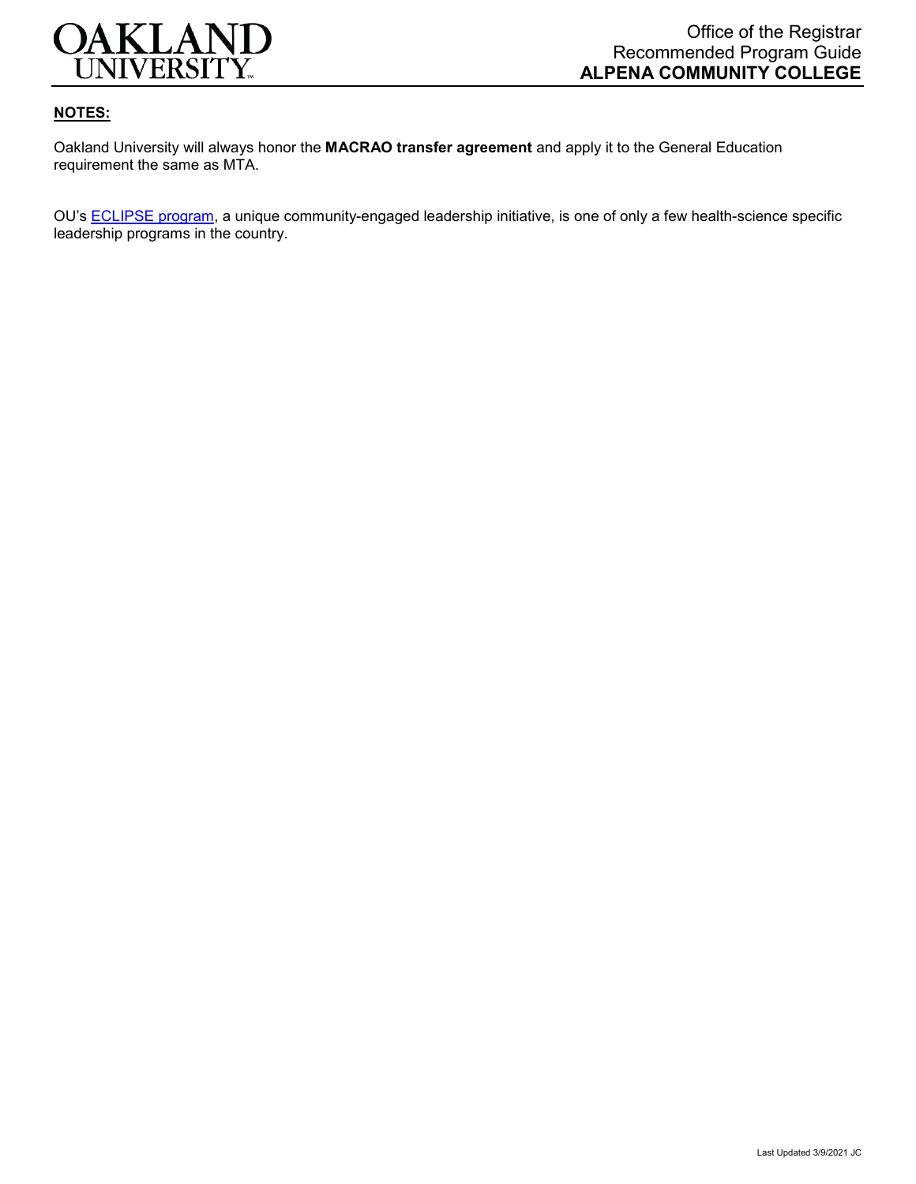**NOTES:**

Oakland University will always honor the **MACRAO transfer agreement** and apply it to the General Education requirement the same as MTA.

OU's ECLIPSE program, a unique community-engaged leadership initiative, is one of only a few health-science specific leadership programs in the country.